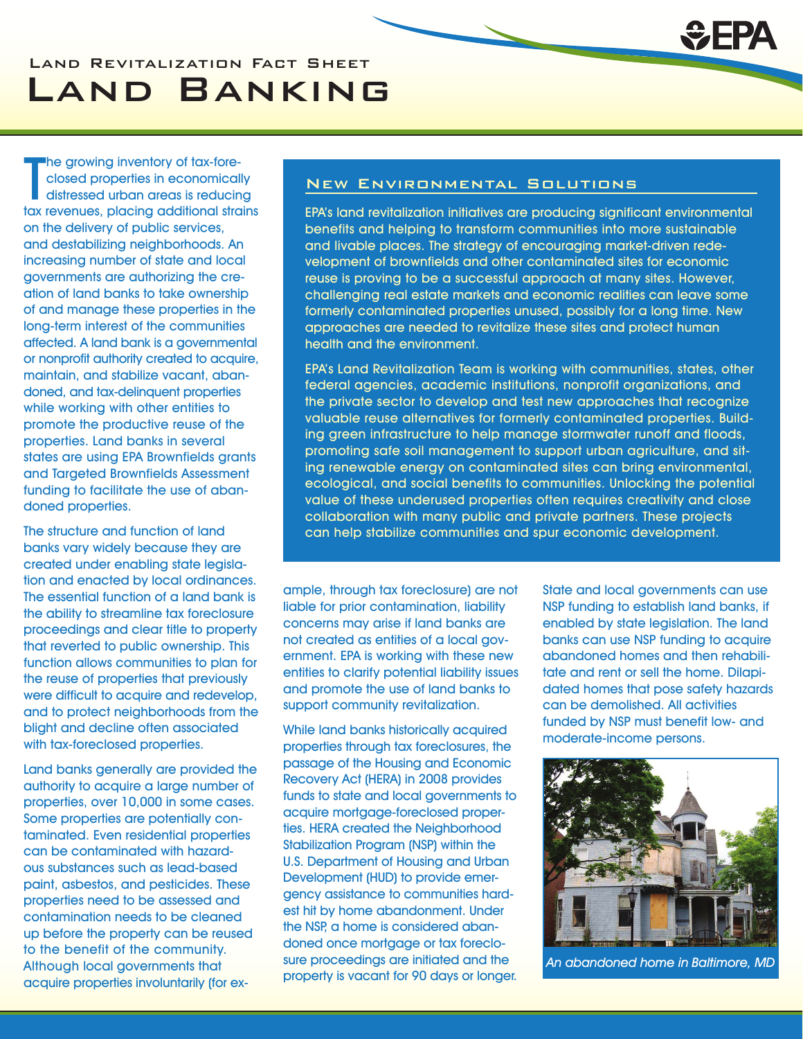Land Revitalization Fact Sheet

# Land Banking

The growing inventory of tax-foreclosed properties in economically distressed urban areas is reducing tax revenues, placing additional strains on the delivery of public services, and destabilizing neighborhoods. An increasing number of state and local governments are authorizing the creation of land banks to take ownership of and manage these properties in the long-term interest of the communities affected. A land bank is a governmental or nonprofit authority created to acquire, maintain, and stabilize vacant, abandoned, and tax-delinquent properties while working with other entities to promote the productive reuse of the properties. Land banks in several states are using EPA Brownfields grants and Targeted Brownfields Assessment funding to facilitate the use of abandoned properties.

## New Environmental Solutions

EPA's land revitalization initiatives are producing significant environmental benefits and helping to transform communities into more sustainable and livable places. The strategy of encouraging market-driven redevelopment of brownfields and other contaminated sites for economic reuse is proving to be a successful approach at many sites. However, challenging real estate markets and economic realities can leave some formerly contaminated properties unused, possibly for a long time. New approaches are needed to revitalize these sites and protect human health and the environment.

EPA's Land Revitalization Team is working with communities, states, other federal agencies, academic institutions, nonprofit organizations, and the private sector to develop and test new approaches that recognize valuable reuse alternatives for formerly contaminated properties. Building green infrastructure to help manage stormwater runoff and floods, promoting safe soil management to support urban agriculture, and siting renewable energy on contaminated sites can bring environmental, ecological, and social benefits to communities. Unlocking the potential value of these underused properties often requires creativity and close collaboration with many public and private partners. These projects can help stabilize communities and spur economic development.

The structure and function of land banks vary widely because they are created under enabling state legislation and enacted by local ordinances. The essential function of a land bank is the ability to streamline tax foreclosure proceedings and clear title to property that reverted to public ownership. This function allows communities to plan for the reuse of properties that previously were difficult to acquire and redevelop, and to protect neighborhoods from the blight and decline often associated with tax-foreclosed properties.

Land banks generally are provided the authority to acquire a large number of properties, over 10,000 in some cases. Some properties are potentially contaminated. Even residential properties can be contaminated with hazardous substances such as lead-based paint, asbestos, and pesticides. These properties need to be assessed and contamination needs to be cleaned up before the property can be reused to the benefit of the community. Although local governments that acquire properties involuntarily (for example, through tax foreclosure) are not liable for prior contamination, liability concerns may arise if land banks are not created as entities of a local government. EPA is working with these new entities to clarify potential liability issues and promote the use of land banks to support community revitalization.

While land banks historically acquired properties through tax foreclosures, the passage of the Housing and Economic Recovery Act (HERA) in 2008 provides funds to state and local governments to acquire mortgage-foreclosed properties. HERA created the Neighborhood Stabilization Program (NSP) within the U.S. Department of Housing and Urban Development (HUD) to provide emergency assistance to communities hardest hit by home abandonment. Under the NSP, a home is considered abandoned once mortgage or tax foreclosure proceedings are initiated and the property is vacant for 90 days or longer.

State and local governments can use NSP funding to establish land banks, if enabled by state legislation. The land banks can use NSP funding to acquire abandoned homes and then rehabilitate and rent or sell the home. Dilapidated homes that pose safety hazards can be demolished. All activities funded by NSP must benefit low- and moderate-income persons.

*An abandoned home in Baltimore, MD*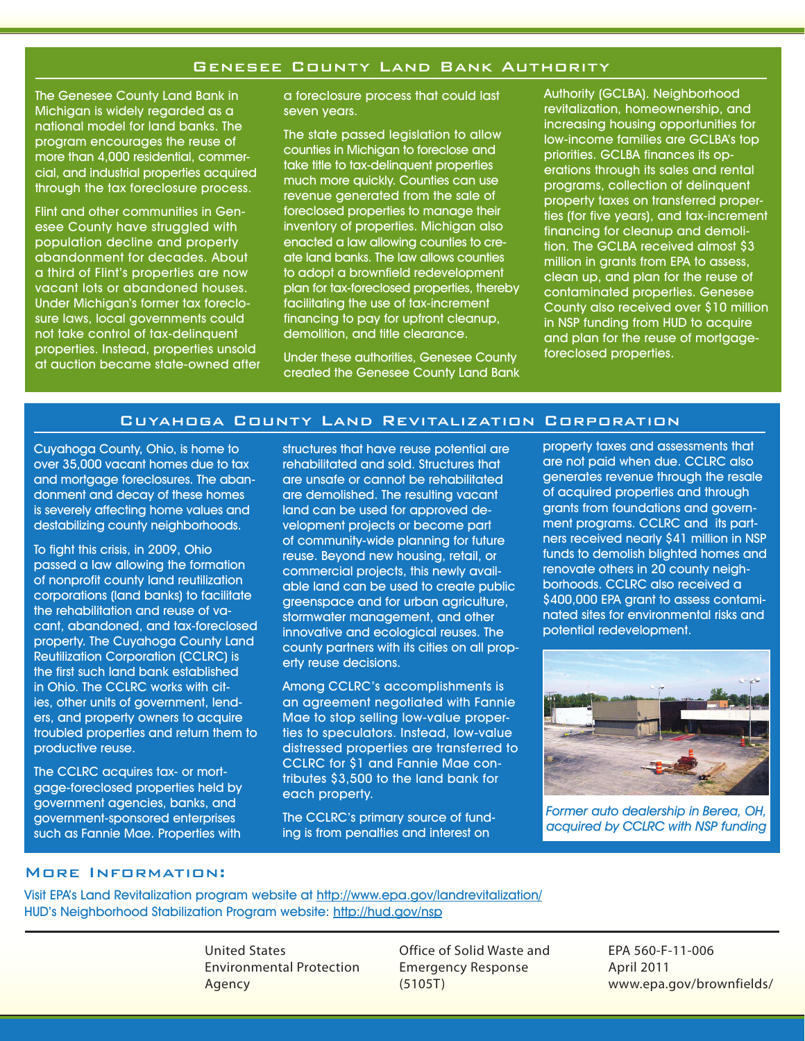## Genesee County Land Bank Authority

The Genesee County Land Bank in Michigan is widely regarded as a national model for land banks. The program encourages the reuse of more than 4,000 residential, commercial, and industrial properties acquired through the tax foreclosure process.

Flint and other communities in Genesee County have struggled with population decline and property abandonment for decades. About a third of Flint's properties are now vacant lots or abandoned houses. Under Michigan's former tax foreclosure laws, local governments could not take control of tax-delinquent properties. Instead, properties unsold at auction became state-owned after a foreclosure process that could last seven years.

The state passed legislation to allow counties in Michigan to foreclose and take title to tax-delinquent properties much more quickly. Counties can use revenue generated from the sale of foreclosed properties to manage their inventory of properties. Michigan also enacted a law allowing counties to create land banks. The law allows counties to adopt a brownfield redevelopment plan for tax-foreclosed properties, thereby facilitating the use of tax-increment financing to pay for upfront cleanup, demolition, and title clearance.

Under these authorities, Genesee County created the Genesee County Land Bank Authority (GCLBA). Neighborhood revitalization, homeownership, and increasing housing opportunities for low-income families are GCLBA's top priorities. GCLBA finances its operations through its sales and rental programs, collection of delinquent property taxes on transferred properties (for five years), and tax-increment financing for cleanup and demolition. The GCLBA received almost $3 million in grants from EPA to assess, clean up, and plan for the reuse of contaminated properties. Genesee County also received over $10 million in NSP funding from HUD to acquire and plan for the reuse of mortgage-foreclosed properties.

## Cuyahoga County Land Revitalization Corporation

Cuyahoga County, Ohio, is home to over 35,000 vacant homes due to tax and mortgage foreclosures. The abandonment and decay of these homes is severely affecting home values and destabilizing county neighborhoods.

To fight this crisis, in 2009, Ohio passed a law allowing the formation of nonprofit county land reutilization corporations (land banks) to facilitate the rehabilitation and reuse of vacant, abandoned, and tax-foreclosed property. The Cuyahoga County Land Reutilization Corporation (CCLRC) is the first such land bank established in Ohio. The CCLRC works with cities, other units of government, lenders, and property owners to acquire troubled properties and return them to productive reuse.

The CCLRC acquires tax- or mortgage-foreclosed properties held by government agencies, banks, and government-sponsored enterprises such as Fannie Mae. Properties with structures that have reuse potential are rehabilitated and sold. Structures that are unsafe or cannot be rehabilitated are demolished. The resulting vacant land can be used for approved development projects or become part of community-wide planning for future reuse. Beyond new housing, retail, or commercial projects, this newly available land can be used to create public greenspace and for urban agriculture, stormwater management, and other innovative and ecological reuses. The county partners with its cities on all property reuse decisions.

Among CCLRC's accomplishments is an agreement negotiated with Fannie Mae to stop selling low-value properties to speculators. Instead, low-value distressed properties are transferred to CCLRC for $1 and Fannie Mae contributes $3,500 to the land bank for each property.

The CCLRC's primary source of funding is from penalties and interest on property taxes and assessments that are not paid when due. CCLRC also generates revenue through the resale of acquired properties and through grants from foundations and government programs. CCLRC and its partners received nearly $41 million in NSP funds to demolish blighted homes and renovate others in 20 county neighborhoods. CCLRC also received a $400,000 EPA grant to assess contaminated sites for environmental risks and potential redevelopment.

*Former auto dealership in Berea, OH, acquired by CCLRC with NSP funding*

## More Information:

Visit EPA's Land Revitalization program website at http://www.epa.gov/landrevitalization/
HUD's Neighborhood Stabilization Program website: http://hud.gov/nsp

United States Environmental Protection Agency

Office of Solid Waste and Emergency Response (5105T)

EPA 560-F-11-006
April 2011
www.epa.gov/brownfields/